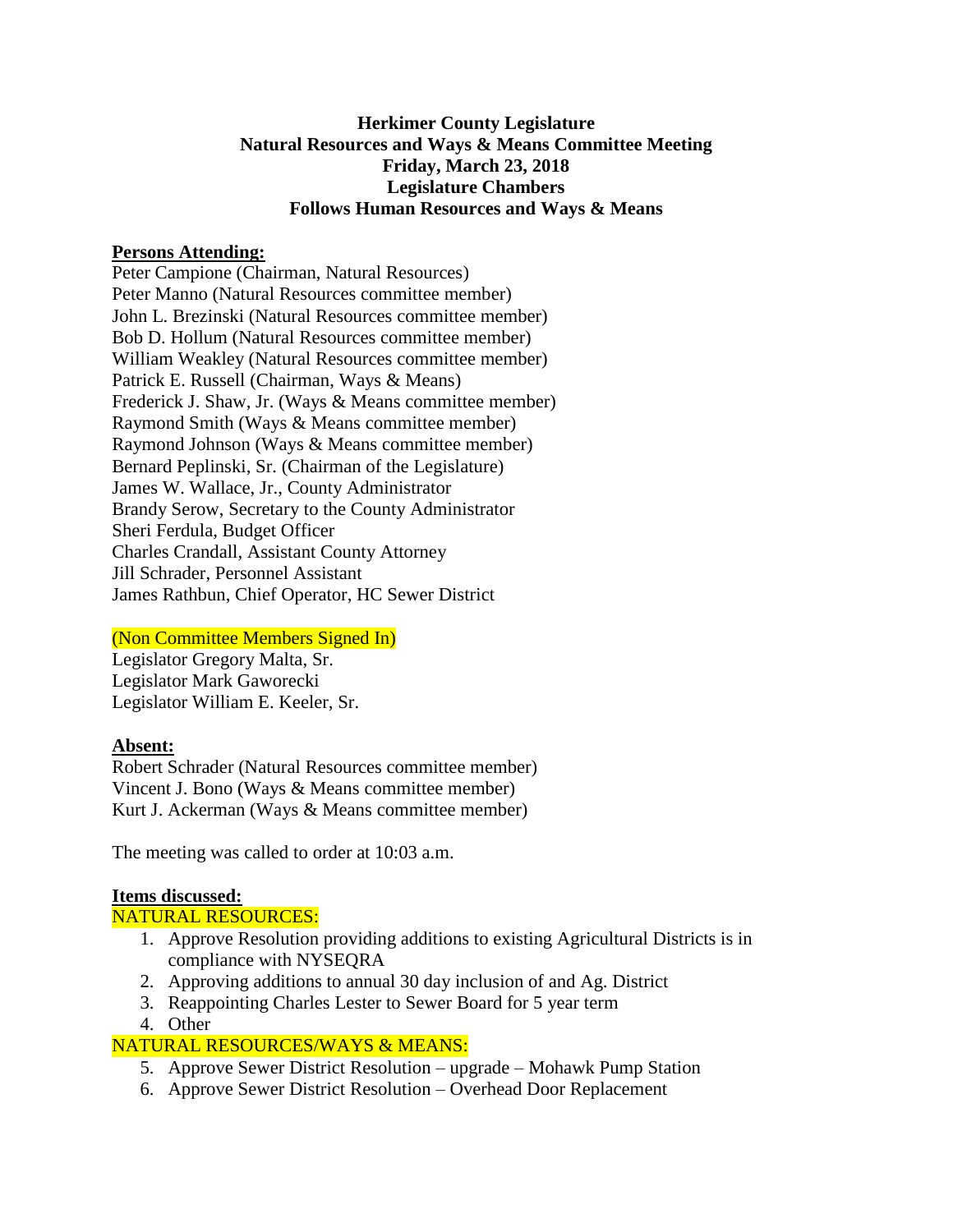**Herkimer County Legislature**
**Natural Resources and Ways & Means Committee Meeting**
**Friday, March 23, 2018**
**Legislature Chambers**
**Follows Human Resources and Ways & Means**

**Persons Attending:**

Peter Campione (Chairman, Natural Resources)
Peter Manno (Natural Resources committee member)
John L. Brezinski (Natural Resources committee member)
Bob D. Hollum (Natural Resources committee member)
William Weakley (Natural Resources committee member)
Patrick E. Russell (Chairman, Ways & Means)
Frederick J. Shaw, Jr. (Ways & Means committee member)
Raymond Smith (Ways & Means committee member)
Raymond Johnson (Ways & Means committee member)
Bernard Peplinski, Sr. (Chairman of the Legislature)
James W. Wallace, Jr., County Administrator
Brandy Serow, Secretary to the County Administrator
Sheri Ferdula, Budget Officer
Charles Crandall, Assistant County Attorney
Jill Schrader, Personnel Assistant
James Rathbun, Chief Operator, HC Sewer District

(Non Committee Members Signed In)

Legislator Gregory Malta, Sr.
Legislator Mark Gaworecki
Legislator William E. Keeler, Sr.

**Absent:**

Robert Schrader (Natural Resources committee member)
Vincent J. Bono (Ways & Means committee member)
Kurt J. Ackerman (Ways & Means committee member)

The meeting was called to order at 10:03 a.m.

**Items discussed:**

NATURAL RESOURCES:

1. Approve Resolution providing additions to existing Agricultural Districts is in compliance with NYSEQRA
2. Approving additions to annual 30 day inclusion of and Ag. District
3. Reappointing Charles Lester to Sewer Board for 5 year term
4. Other

NATURAL RESOURCES/WAYS & MEANS:

5. Approve Sewer District Resolution – upgrade – Mohawk Pump Station
6. Approve Sewer District Resolution – Overhead Door Replacement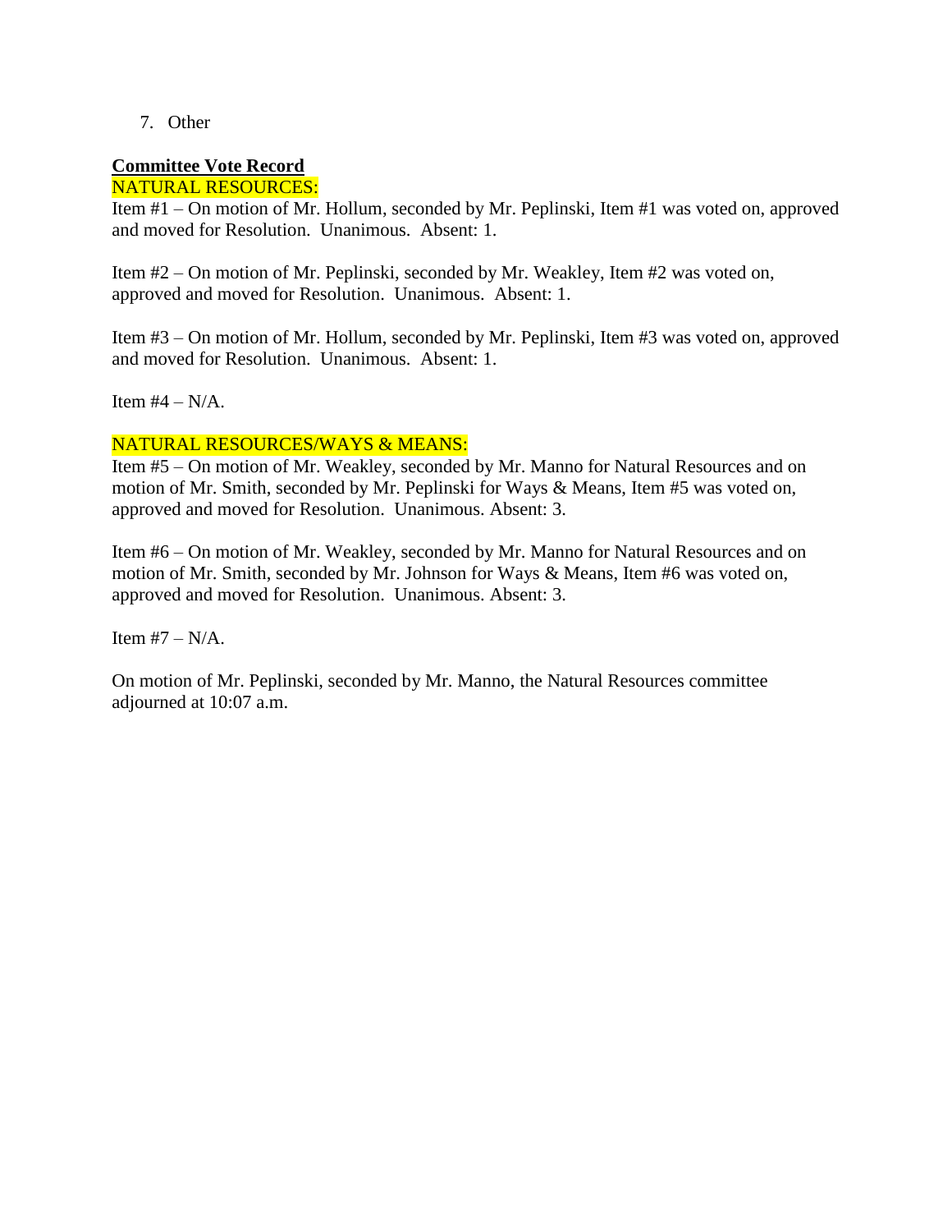7. Other

**Committee Vote Record**

NATURAL RESOURCES:

Item #1 – On motion of Mr. Hollum, seconded by Mr. Peplinski, Item #1 was voted on, approved and moved for Resolution. Unanimous. Absent: 1.

Item #2 – On motion of Mr. Peplinski, seconded by Mr. Weakley, Item #2 was voted on, approved and moved for Resolution. Unanimous. Absent: 1.

Item #3 – On motion of Mr. Hollum, seconded by Mr. Peplinski, Item #3 was voted on, approved and moved for Resolution. Unanimous. Absent: 1.

Item #4 – N/A.

NATURAL RESOURCES/WAYS & MEANS:

Item #5 – On motion of Mr. Weakley, seconded by Mr. Manno for Natural Resources and on motion of Mr. Smith, seconded by Mr. Peplinski for Ways & Means, Item #5 was voted on, approved and moved for Resolution. Unanimous. Absent: 3.

Item #6 – On motion of Mr. Weakley, seconded by Mr. Manno for Natural Resources and on motion of Mr. Smith, seconded by Mr. Johnson for Ways & Means, Item #6 was voted on, approved and moved for Resolution. Unanimous. Absent: 3.

Item #7 – N/A.

On motion of Mr. Peplinski, seconded by Mr. Manno, the Natural Resources committee adjourned at 10:07 a.m.